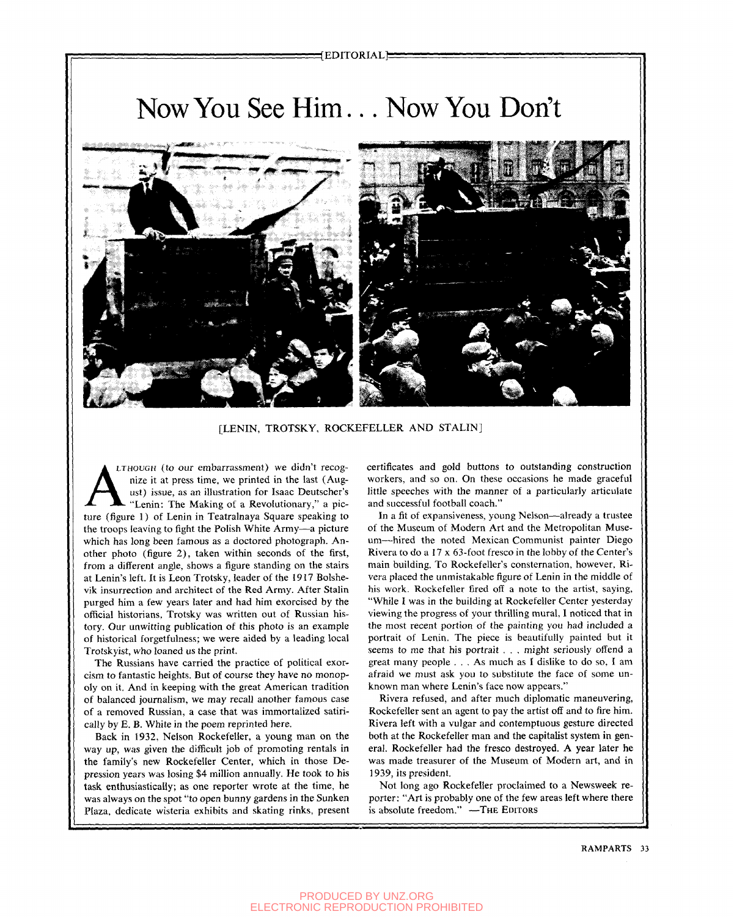EDITORIAL

# Now You See Him . . . Now You Don't

[LENIN, TROTSKY, ROCKEFELLER AND STALIN]

ALTHOUGH (to our embarrassment) we didn't recognize it at press time, we printed in the last (August) issue, as an illustration for Isaac Deutscher's "Lenin: The Making of a Revolutionary," a picture (figure 1) of Lenin in Teatralnaya Square speaking to the troops leaving to fight the Polish White Army—a picture which has long been famous as a doctored photograph. Another photo (figure 2), taken within seconds of the first, from a different angle, shows a figure standing on the stairs at Lenin's left. It is Leon Trotsky, leader of the 1917 Bolshevik insurrection and architect of the Red Army. After Stalin purged him a few years later and had him exorcised by the official historians, Trotsky was written out of Russian history. Our unwitting publication of this photo is an example of historical forgetfulness; we were aided by a leading local Trotskyist, who loaned us the print.

The Russians have carried the practice of political exorcism to fantastic heights. But of course they have no monopoly on it. And in keeping with the great American tradition of balanced journalism, we may recall another famous case of a removed Russian, a case that was immortalized satirically by E. B. White in the poem reprinted here.

Back in 1932, Nelson Rockefeller, a young man on the way up, was given the difficult job of promoting rentals in the family's new Rockefeller Center, which in those Depression years was losing $4 million annually. He took to his task enthusiastically; as one reporter wrote at the time, he was always on the spot "to open bunny gardens in the Sunken Plaza, dedicate wisteria exhibits and skating rinks, present certificates and gold buttons to outstanding construction workers, and so on. On these occasions he made graceful little speeches with the manner of a particularly articulate and successful football coach."

In a fit of expansiveness, young Nelson—already a trustee of the Museum of Modern Art and the Metropolitan Museum—hired the noted Mexican Communist painter Diego Rivera to do a 17 x 63-foot fresco in the lobby of the Center's main building. To Rockefeller's consternation, however, Rivera placed the unmistakable figure of Lenin in the middle of his work. Rockefeller fired off a note to the artist, saying, "While I was in the building at Rockefeller Center yesterday viewing the progress of your thrilling mural, I noticed that in the most recent portion of the painting you had included a portrait of Lenin. The piece is beautifully painted but it seems to me that his portrait . . . might seriously offend a great many people . . . As much as I dislike to do so, I am afraid we must ask you to substitute the face of some unknown man where Lenin's face now appears."

Rivera refused, and after much diplomatic maneuvering, Rockefeller sent an agent to pay the artist off and to fire him. Rivera left with a vulgar and contemptuous gesture directed both at the Rockefeller man and the capitalist system in general. Rockefeller had the fresco destroyed. A year later he was made treasurer of the Museum of Modern art, and in 1939, its president.

Not long ago Rockefeller proclaimed to a Newsweek reporter: "Art is probably one of the few areas left where there is absolute freedom." —THE EDITORS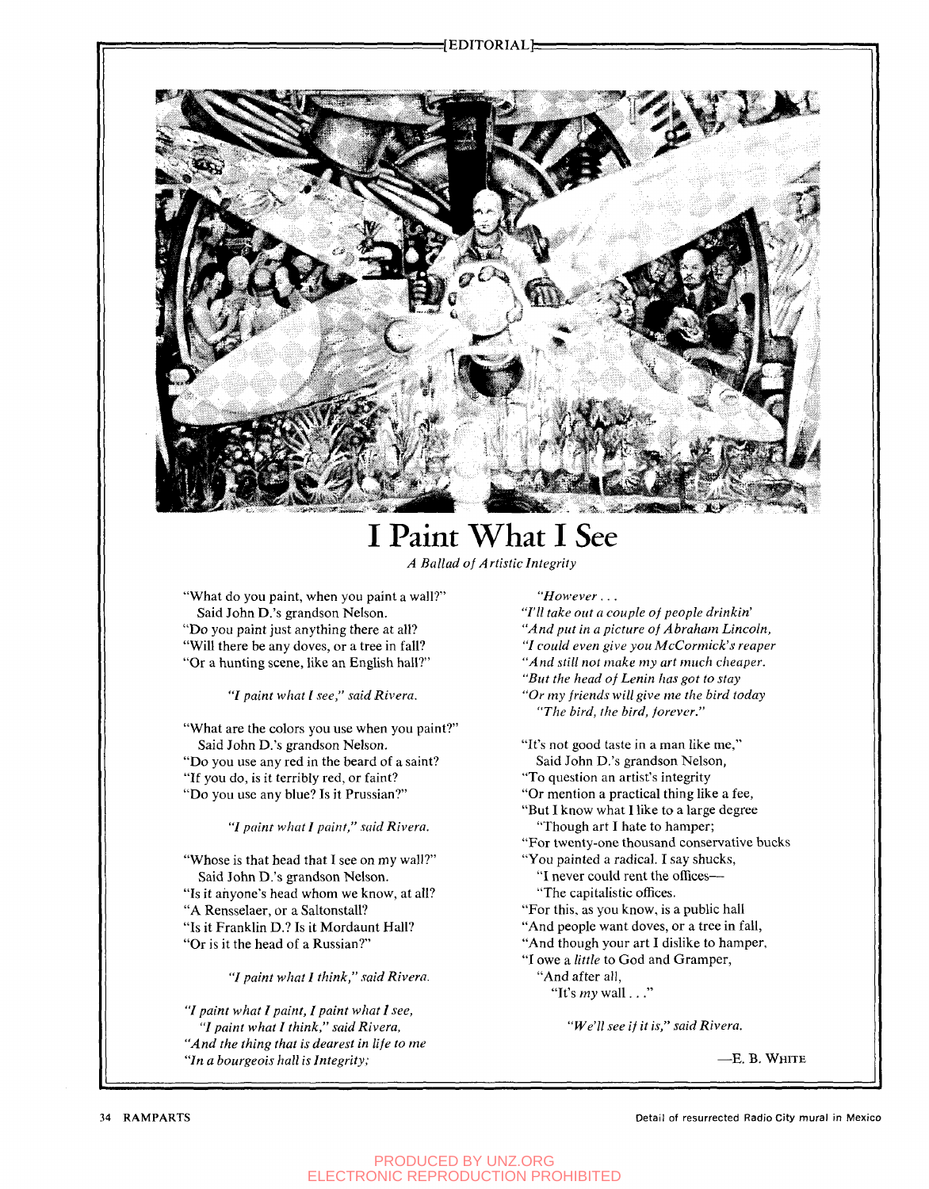[EDITORIAL]

# I Paint What I See

*A Ballad of Artistic Integrity*

"What do you paint, when you paint a wall?"
Said John D.'s grandson Nelson.
"Do you paint just anything there at all?
"Will there be any doves, or a tree in fall?
"Or a hunting scene, like an English hall?"

*"I paint what I see," said Rivera.*

"What are the colors you use when you paint?"
Said John D.'s grandson Nelson.
"Do you use any red in the beard of a saint?
"If you do, is it terribly red, or faint?
"Do you use any blue? Is it Prussian?"

*"I paint what I paint," said Rivera.*

"Whose is that head that I see on my wall?"
Said John D.'s grandson Nelson.
"Is it anyone's head whom we know, at all?
"A Rensselaer, or a Saltonstall?
"Is it Franklin D.? Is it Mordaunt Hall?
"Or is it the head of a Russian?"

*"I paint what I think," said Rivera.*

*"I paint what I paint, I paint what I see,*
*"I paint what I think," said Rivera,*
*"And the thing that is dearest in life to me*
*"In a bourgeois hall is Integrity;*
*"However . . .*
*"I'll take out a couple of people drinkin'*
*"And put in a picture of Abraham Lincoln,*
*"I could even give you McCormick's reaper*
*"And still not make my art much cheaper.*
*"But the head of Lenin has got to stay*
*"Or my friends will give me the bird today*
*"The bird, the bird, forever."*

"It's not good taste in a man like me,"
Said John D.'s grandson Nelson,
"To question an artist's integrity
"Or mention a practical thing like a fee,
"But I know what I like to a large degree
"Though art I hate to hamper;
"For twenty-one thousand conservative bucks
"You painted a radical. I say shucks,
"I never could rent the offices—
"The capitalistic offices.
"For this, as you know, is a public hall
"And people want doves, or a tree in fall,
"And though your art I dislike to hamper,
"I owe a *little* to God and Gramper,
"And after all,
"It's *my* wall . . ."

*"We'll see if it is," said Rivera.*

—E. B. White

Detail of resurrected Radio City mural in Mexico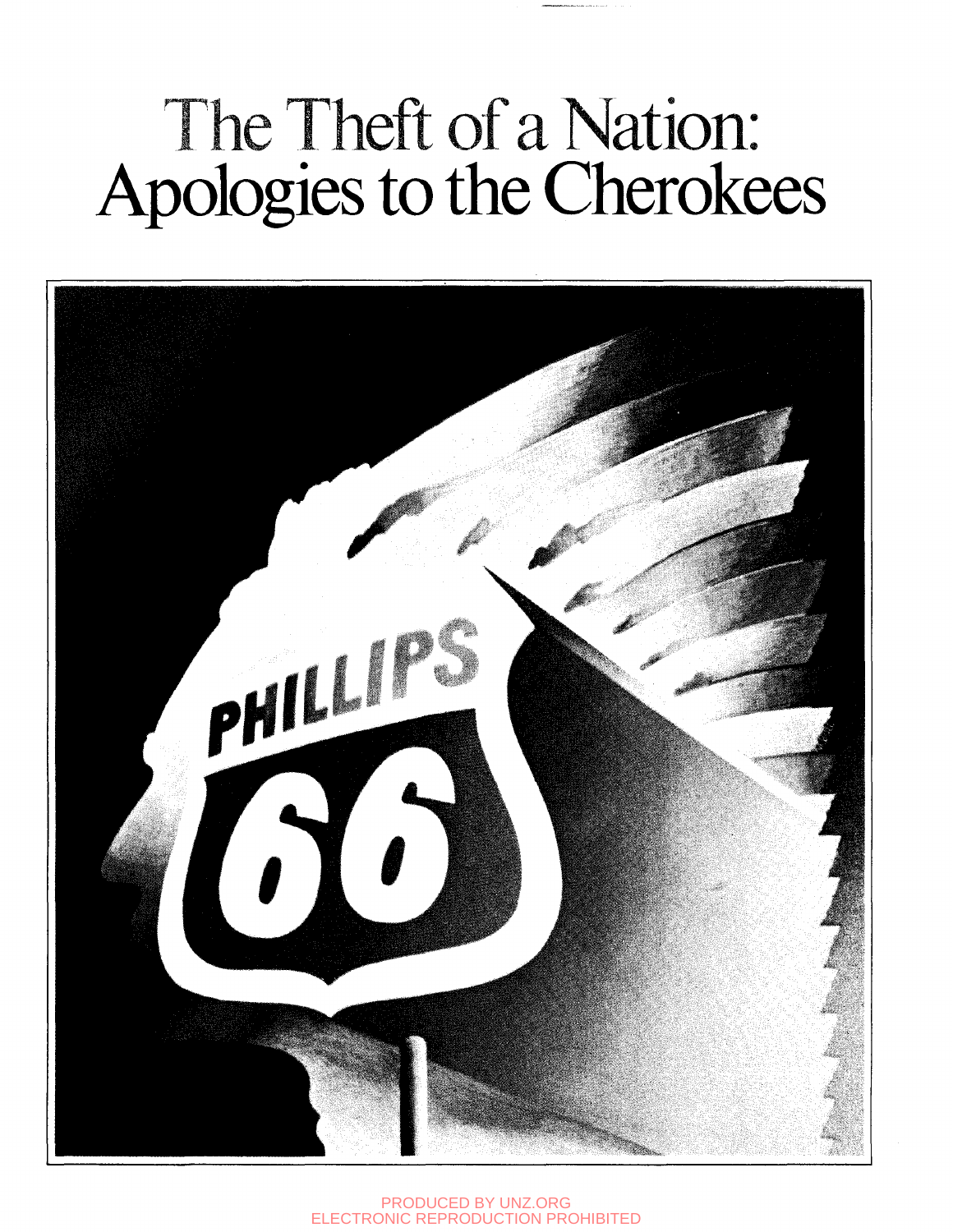# The Theft of a Nation: Apologies to the Cherokees